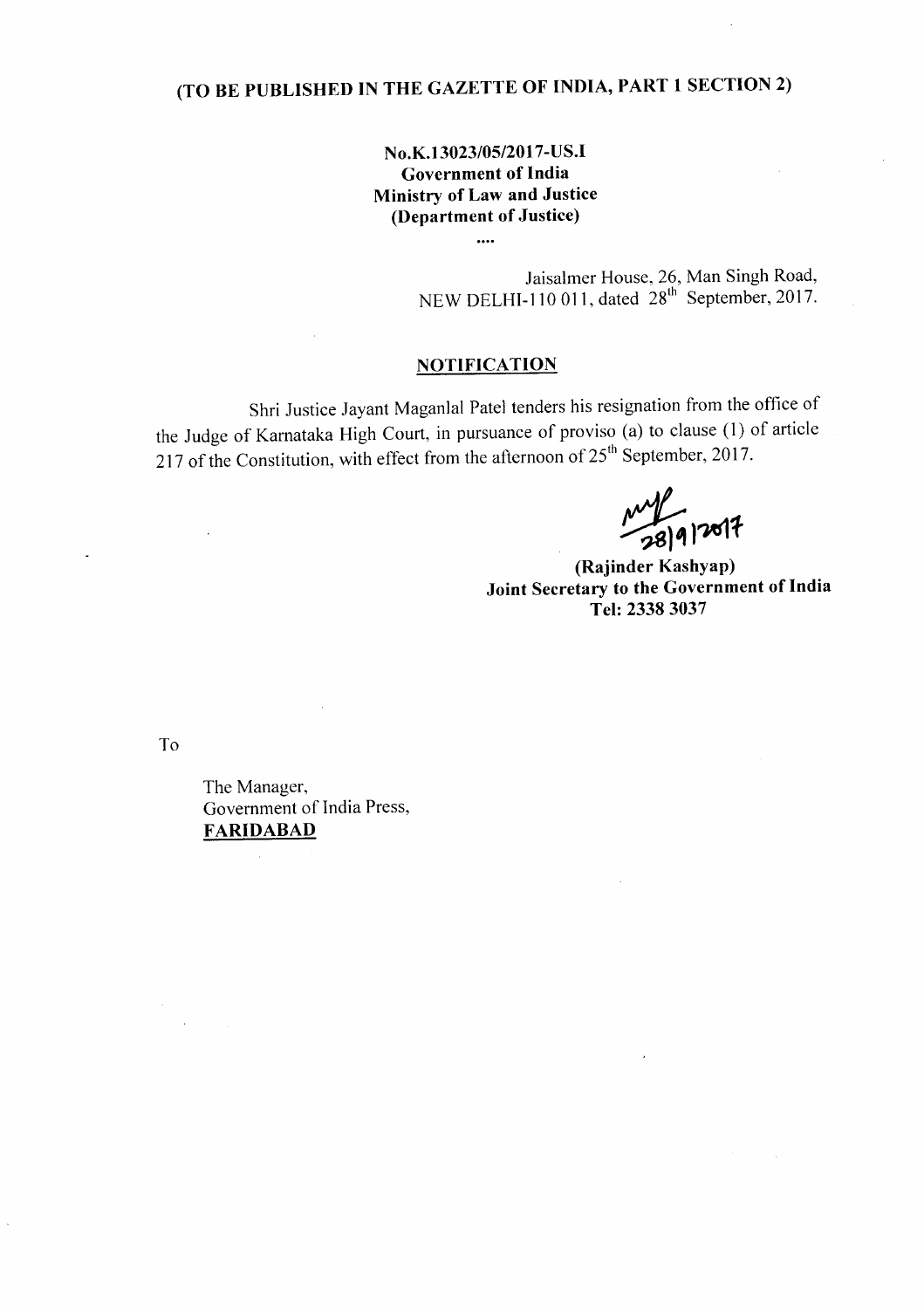**(TO BE PUBLISHED IN THE GAZETTE OF INDIA, PART 1 SECTION 2)**

**No.K.13023/05/2017-US.I**
**Government of India**
**Ministry of Law and Justice**
**(Department of Justice)**

....

Jaisalmer House, 26, Man Singh Road,
NEW DELHI-110 011, dated 28th September, 2017.

**NOTIFICATION**

Shri Justice Jayant Maganlal Patel tenders his resignation from the office of the Judge of Karnataka High Court, in pursuance of proviso (a) to clause (1) of article 217 of the Constitution, with effect from the afternoon of 25th September, 2017.

28/9/2017

**(Rajinder Kashyap)**
**Joint Secretary to the Government of India**
**Tel: 2338 3037**

To

The Manager,
Government of India Press,
**FARIDABAD**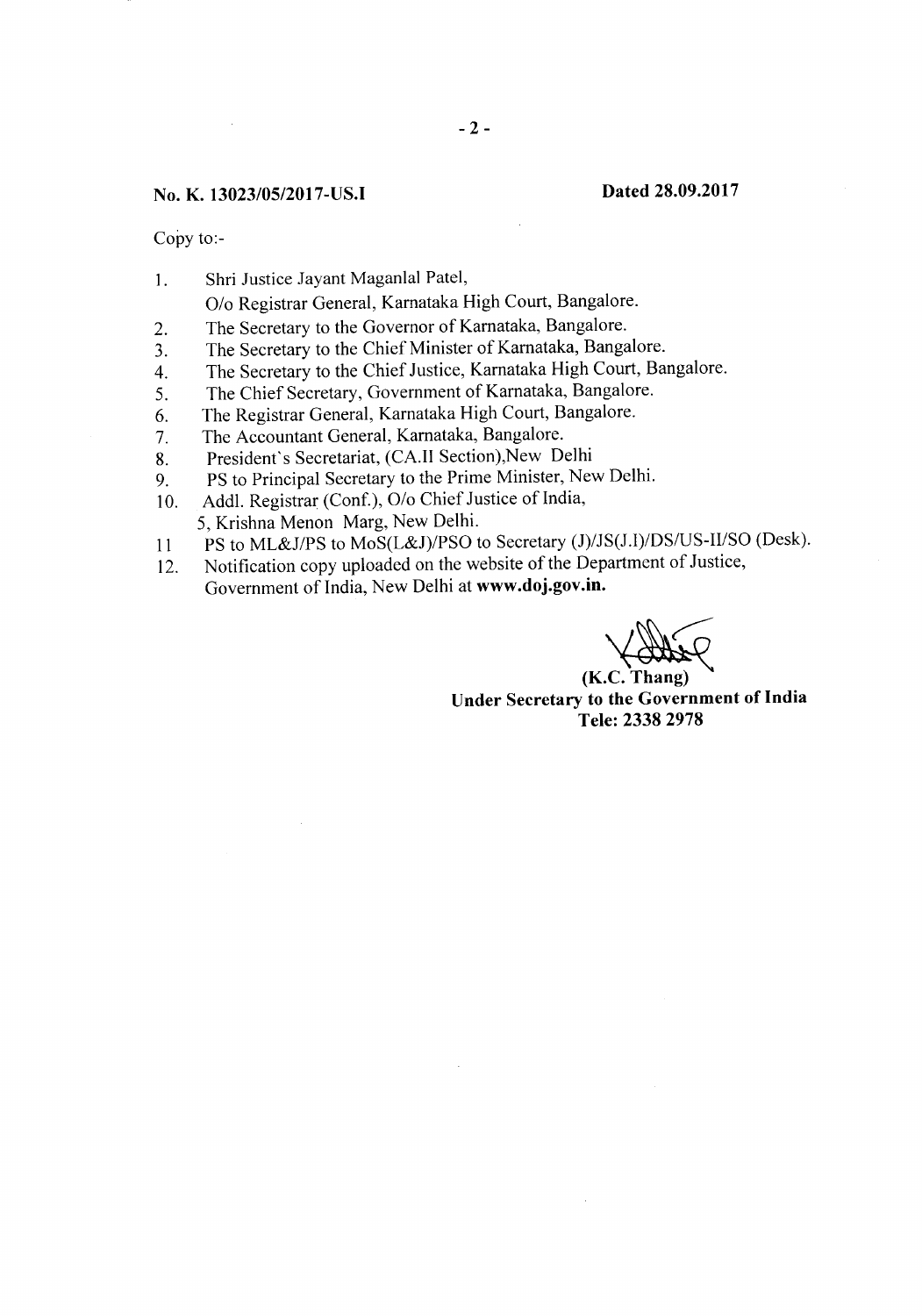**No. K. 13023/05/2017-US.I** **Dated 28.09.2017**

Copy to:-

1. Shri Justice Jayant Maganlal Patel,
   O/o Registrar General, Karnataka High Court, Bangalore.
2. The Secretary to the Governor of Karnataka, Bangalore.
3. The Secretary to the Chief Minister of Karnataka, Bangalore.
4. The Secretary to the Chief Justice, Karnataka High Court, Bangalore.
5. The Chief Secretary, Government of Karnataka, Bangalore.
6. The Registrar General, Karnataka High Court, Bangalore.
7. The Accountant General, Karnataka, Bangalore.
8. President's Secretariat, (CA.II Section),New Delhi
9. PS to Principal Secretary to the Prime Minister, New Delhi.
10. Addl. Registrar (Conf.), O/o Chief Justice of India,
    5, Krishna Menon Marg, New Delhi.
11. PS to ML&J/PS to MoS(L&J)/PSO to Secretary (J)/JS(J.I)/DS/US-II/SO (Desk).
12. Notification copy uploaded on the website of the Department of Justice, Government of India, New Delhi at **www.doj.gov.in.**

**(K.C. Thang)**
**Under Secretary to the Government of India**
**Tele: 2338 2978**